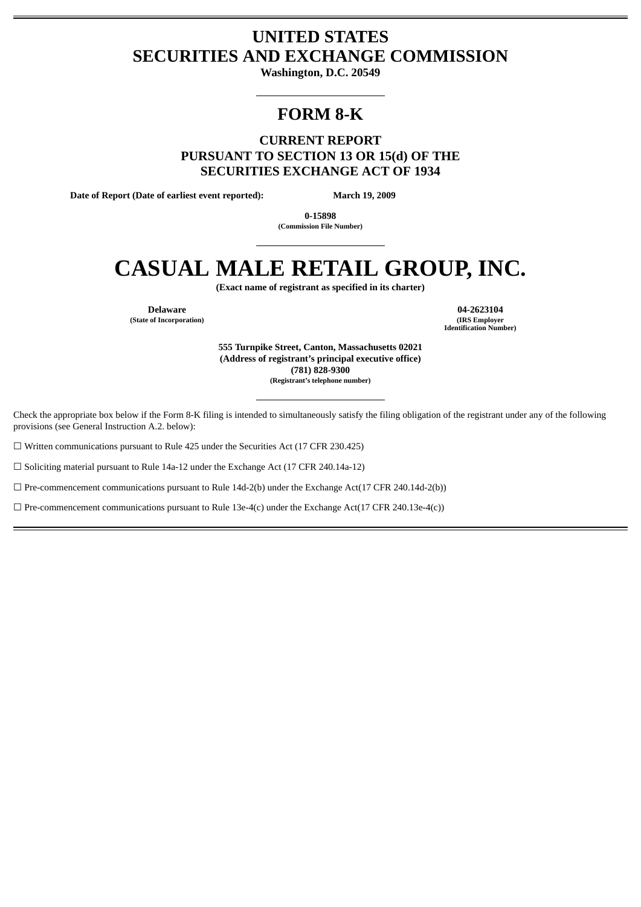# UNITED STATES
# SECURITIES AND EXCHANGE COMMISSION

**Washington, D.C. 20549**

## FORM 8-K

**CURRENT REPORT**
**PURSUANT TO SECTION 13 OR 15(d) OF THE**
**SECURITIES EXCHANGE ACT OF 1934**

**Date of Report (Date of earliest event reported):** **March 19, 2009**

**0-15898**
**(Commission File Number)**

# CASUAL MALE RETAIL GROUP, INC.

**(Exact name of registrant as specified in its charter)**

| **Delaware** | **04-2623104** |
|---|---|
| **(State of Incorporation)** | **(IRS Employer Identification Number)** |

**555 Turnpike Street, Canton, Massachusetts 02021**
**(Address of registrant's principal executive office)**
**(781) 828-9300**
**(Registrant's telephone number)**

Check the appropriate box below if the Form 8-K filing is intended to simultaneously satisfy the filing obligation of the registrant under any of the following provisions (see General Instruction A.2. below):

☐ Written communications pursuant to Rule 425 under the Securities Act (17 CFR 230.425)

☐ Soliciting material pursuant to Rule 14a-12 under the Exchange Act (17 CFR 240.14a-12)

☐ Pre-commencement communications pursuant to Rule 14d-2(b) under the Exchange Act(17 CFR 240.14d-2(b))

☐ Pre-commencement communications pursuant to Rule 13e-4(c) under the Exchange Act(17 CFR 240.13e-4(c))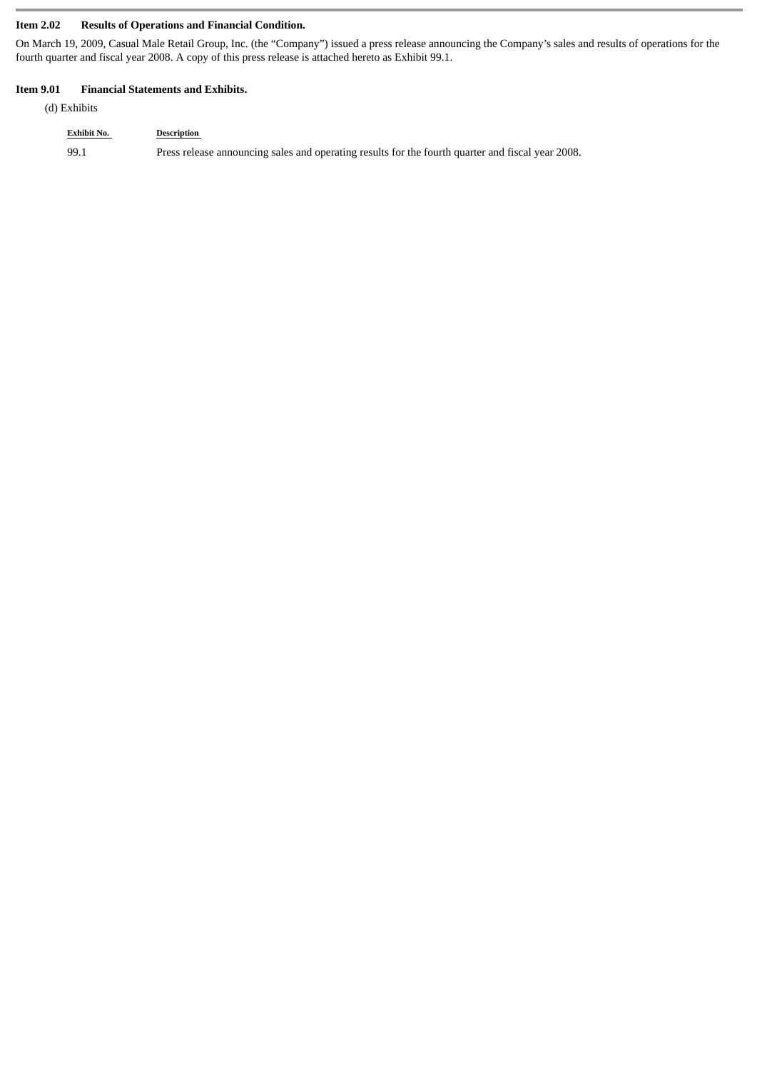**Item 2.02 Results of Operations and Financial Condition.**

On March 19, 2009, Casual Male Retail Group, Inc. (the "Company") issued a press release announcing the Company's sales and results of operations for the fourth quarter and fiscal year 2008. A copy of this press release is attached hereto as Exhibit 99.1.

**Item 9.01 Financial Statements and Exhibits.**

(d) Exhibits

| Exhibit No. | Description |
|---|---|
| 99.1 | Press release announcing sales and operating results for the fourth quarter and fiscal year 2008. |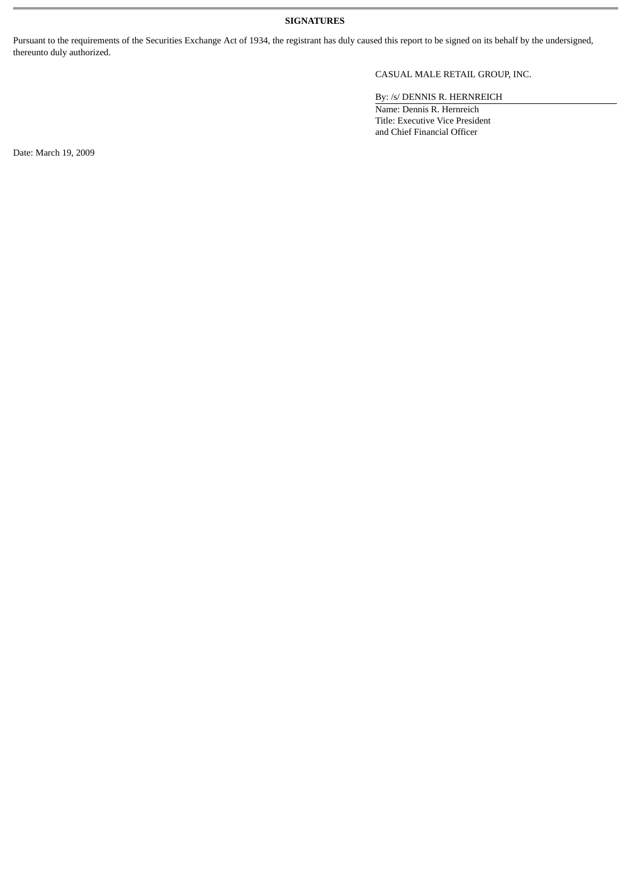**SIGNATURES**

Pursuant to the requirements of the Securities Exchange Act of 1934, the registrant has duly caused this report to be signed on its behalf by the undersigned, thereunto duly authorized.

CASUAL MALE RETAIL GROUP, INC.

By: /s/ DENNIS R. HERNREICH

Name: Dennis R. Hernreich
Title: Executive Vice President
and Chief Financial Officer

Date: March 19, 2009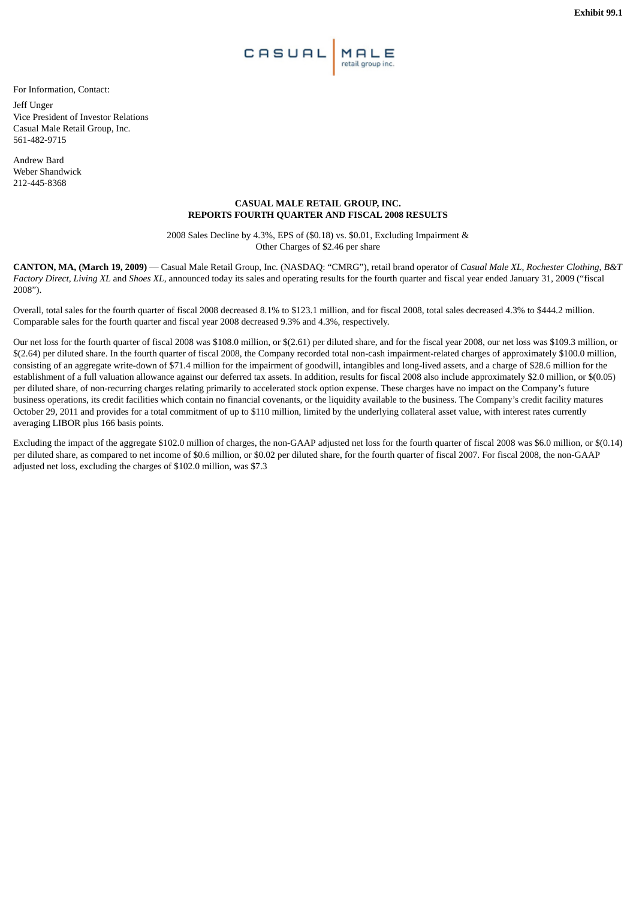Exhibit 99.1

For Information, Contact:

Jeff Unger
Vice President of Investor Relations
Casual Male Retail Group, Inc.
561-482-9715

Andrew Bard
Weber Shandwick
212-445-8368

**CASUAL MALE RETAIL GROUP, INC.**
**REPORTS FOURTH QUARTER AND FISCAL 2008 RESULTS**

2008 Sales Decline by 4.3%, EPS of ($0.18) vs. $0.01, Excluding Impairment & Other Charges of $2.46 per share

**CANTON, MA, (March 19, 2009)** — Casual Male Retail Group, Inc. (NASDAQ: "CMRG"), retail brand operator of *Casual Male XL, Rochester Clothing, B&T Factory Direct, Living XL* and *Shoes XL,* announced today its sales and operating results for the fourth quarter and fiscal year ended January 31, 2009 ("fiscal 2008").

Overall, total sales for the fourth quarter of fiscal 2008 decreased 8.1% to $123.1 million, and for fiscal 2008, total sales decreased 4.3% to $444.2 million. Comparable sales for the fourth quarter and fiscal year 2008 decreased 9.3% and 4.3%, respectively.

Our net loss for the fourth quarter of fiscal 2008 was $108.0 million, or $(2.61) per diluted share, and for the fiscal year 2008, our net loss was $109.3 million, or $(2.64) per diluted share. In the fourth quarter of fiscal 2008, the Company recorded total non-cash impairment-related charges of approximately $100.0 million, consisting of an aggregate write-down of $71.4 million for the impairment of goodwill, intangibles and long-lived assets, and a charge of $28.6 million for the establishment of a full valuation allowance against our deferred tax assets. In addition, results for fiscal 2008 also include approximately $2.0 million, or $(0.05) per diluted share, of non-recurring charges relating primarily to accelerated stock option expense. These charges have no impact on the Company's future business operations, its credit facilities which contain no financial covenants, or the liquidity available to the business. The Company's credit facility matures October 29, 2011 and provides for a total commitment of up to $110 million, limited by the underlying collateral asset value, with interest rates currently averaging LIBOR plus 166 basis points.

Excluding the impact of the aggregate $102.0 million of charges, the non-GAAP adjusted net loss for the fourth quarter of fiscal 2008 was $6.0 million, or $(0.14) per diluted share, as compared to net income of $0.6 million, or $0.02 per diluted share, for the fourth quarter of fiscal 2007. For fiscal 2008, the non-GAAP adjusted net loss, excluding the charges of $102.0 million, was $7.3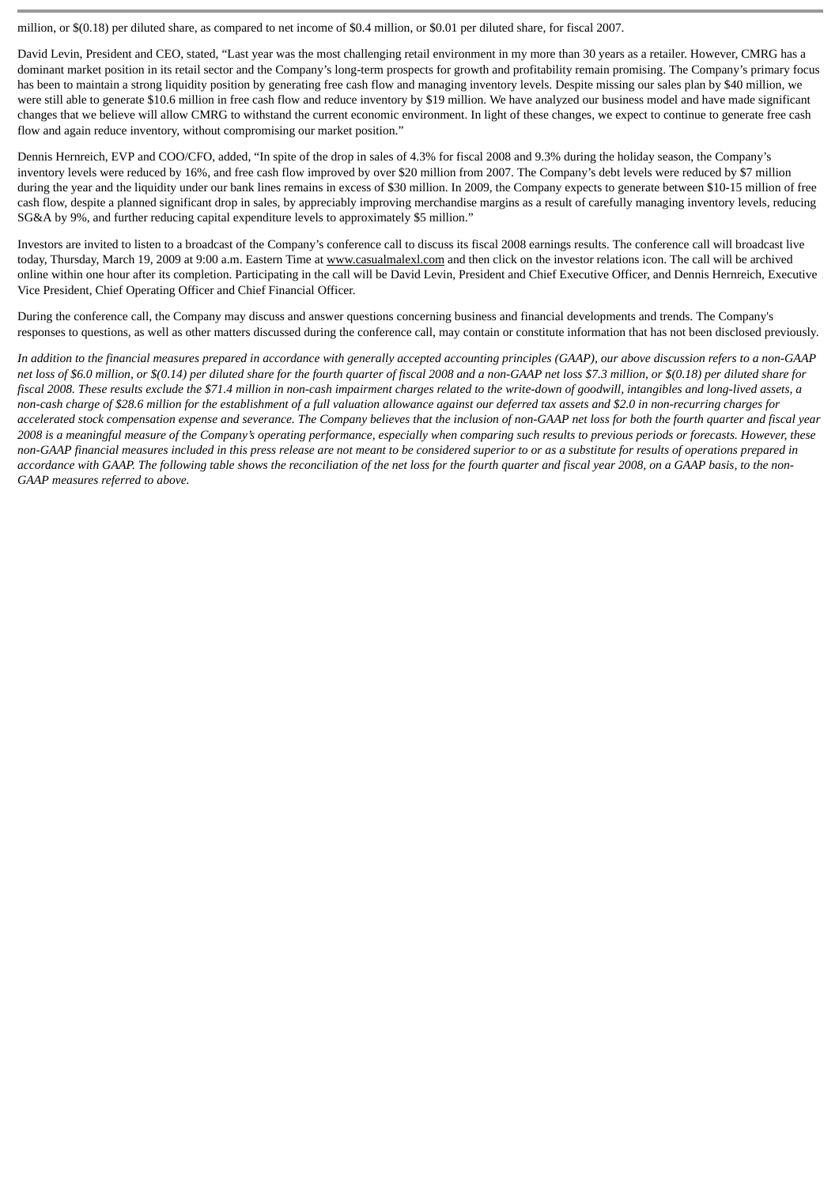million, or $(0.18) per diluted share, as compared to net income of $0.4 million, or $0.01 per diluted share, for fiscal 2007.

David Levin, President and CEO, stated, "Last year was the most challenging retail environment in my more than 30 years as a retailer. However, CMRG has a dominant market position in its retail sector and the Company's long-term prospects for growth and profitability remain promising. The Company's primary focus has been to maintain a strong liquidity position by generating free cash flow and managing inventory levels. Despite missing our sales plan by $40 million, we were still able to generate $10.6 million in free cash flow and reduce inventory by $19 million. We have analyzed our business model and have made significant changes that we believe will allow CMRG to withstand the current economic environment. In light of these changes, we expect to continue to generate free cash flow and again reduce inventory, without compromising our market position."

Dennis Hernreich, EVP and COO/CFO, added, "In spite of the drop in sales of 4.3% for fiscal 2008 and 9.3% during the holiday season, the Company's inventory levels were reduced by 16%, and free cash flow improved by over $20 million from 2007. The Company's debt levels were reduced by $7 million during the year and the liquidity under our bank lines remains in excess of $30 million. In 2009, the Company expects to generate between $10-15 million of free cash flow, despite a planned significant drop in sales, by appreciably improving merchandise margins as a result of carefully managing inventory levels, reducing SG&A by 9%, and further reducing capital expenditure levels to approximately $5 million."

Investors are invited to listen to a broadcast of the Company's conference call to discuss its fiscal 2008 earnings results. The conference call will broadcast live today, Thursday, March 19, 2009 at 9:00 a.m. Eastern Time at www.casualmalexl.com and then click on the investor relations icon. The call will be archived online within one hour after its completion. Participating in the call will be David Levin, President and Chief Executive Officer, and Dennis Hernreich, Executive Vice President, Chief Operating Officer and Chief Financial Officer.

During the conference call, the Company may discuss and answer questions concerning business and financial developments and trends. The Company's responses to questions, as well as other matters discussed during the conference call, may contain or constitute information that has not been disclosed previously.

*In addition to the financial measures prepared in accordance with generally accepted accounting principles (GAAP), our above discussion refers to a non-GAAP net loss of $6.0 million, or $(0.14) per diluted share for the fourth quarter of fiscal 2008 and a non-GAAP net loss $7.3 million, or $(0.18) per diluted share for fiscal 2008. These results exclude the $71.4 million in non-cash impairment charges related to the write-down of goodwill, intangibles and long-lived assets, a non-cash charge of $28.6 million for the establishment of a full valuation allowance against our deferred tax assets and $2.0 in non-recurring charges for accelerated stock compensation expense and severance. The Company believes that the inclusion of non-GAAP net loss for both the fourth quarter and fiscal year 2008 is a meaningful measure of the Company's operating performance, especially when comparing such results to previous periods or forecasts. However, these non-GAAP financial measures included in this press release are not meant to be considered superior to or as a substitute for results of operations prepared in accordance with GAAP. The following table shows the reconciliation of the net loss for the fourth quarter and fiscal year 2008, on a GAAP basis, to the non-GAAP measures referred to above.*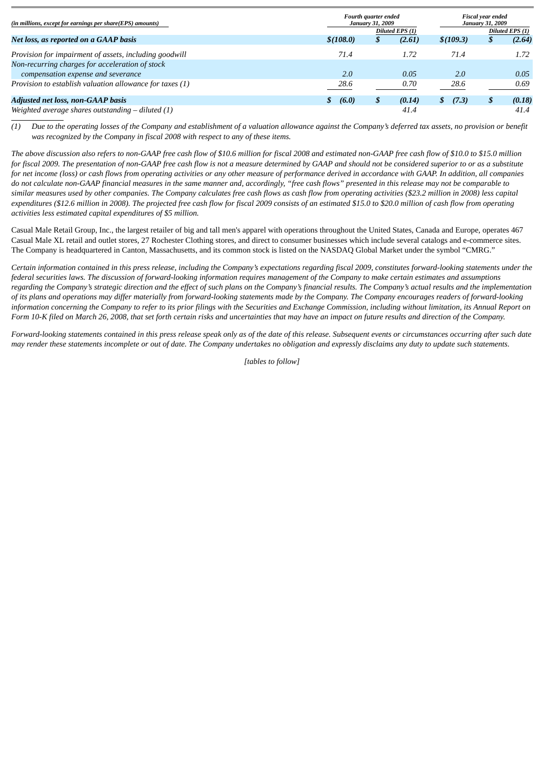| *(in millions, except for earnings per share(EPS) amounts)* | *Fourth quarter ended January 31, 2009* | | *Fiscal year ended January 31, 2009* | |
|---|---|---|---|---|
| | | *Diluted EPS (1)* | | *Diluted EPS (1)* |
| ***Net loss, as reported on a GAAP basis*** | ***$(108.0)*** | ***$ (2.61)*** | ***$(109.3)*** | ***$ (2.64)*** |
| *Provision for impairment of assets, including goodwill* | *71.4* | *1.72* | *71.4* | *1.72* |
| *Non-recurring charges for acceleration of stock compensation expense and severance* | *2.0* | *0.05* | *2.0* | *0.05* |
| *Provision to establish valuation allowance for taxes (1)* | *28.6* | *0.70* | *28.6* | *0.69* |
| ***Adjusted net loss, non-GAAP basis*** | ***$ (6.0)*** | ***$ (0.14)*** | ***$ (7.3)*** | ***$ (0.18)*** |
| *Weighted average shares outstanding – diluted (1)* | | *41.4* | | *41.4* |

*(1) Due to the operating losses of the Company and establishment of a valuation allowance against the Company's deferred tax assets, no provision or benefit was recognized by the Company in fiscal 2008 with respect to any of these items.*

*The above discussion also refers to non-GAAP free cash flow of $10.6 million for fiscal 2008 and estimated non-GAAP free cash flow of $10.0 to $15.0 million for fiscal 2009. The presentation of non-GAAP free cash flow is not a measure determined by GAAP and should not be considered superior to or as a substitute for net income (loss) or cash flows from operating activities or any other measure of performance derived in accordance with GAAP. In addition, all companies do not calculate non-GAAP financial measures in the same manner and, accordingly, "free cash flows" presented in this release may not be comparable to similar measures used by other companies. The Company calculates free cash flows as cash flow from operating activities ($23.2 million in 2008) less capital expenditures ($12.6 million in 2008). The projected free cash flow for fiscal 2009 consists of an estimated $15.0 to $20.0 million of cash flow from operating activities less estimated capital expenditures of $5 million.*

Casual Male Retail Group, Inc., the largest retailer of big and tall men's apparel with operations throughout the United States, Canada and Europe, operates 467 Casual Male XL retail and outlet stores, 27 Rochester Clothing stores, and direct to consumer businesses which include several catalogs and e-commerce sites. The Company is headquartered in Canton, Massachusetts, and its common stock is listed on the NASDAQ Global Market under the symbol "CMRG."

*Certain information contained in this press release, including the Company's expectations regarding fiscal 2009, constitutes forward-looking statements under the federal securities laws. The discussion of forward-looking information requires management of the Company to make certain estimates and assumptions regarding the Company's strategic direction and the effect of such plans on the Company's financial results. The Company's actual results and the implementation of its plans and operations may differ materially from forward-looking statements made by the Company. The Company encourages readers of forward-looking information concerning the Company to refer to its prior filings with the Securities and Exchange Commission, including without limitation, its Annual Report on Form 10-K filed on March 26, 2008, that set forth certain risks and uncertainties that may have an impact on future results and direction of the Company.*

*Forward-looking statements contained in this press release speak only as of the date of this release. Subsequent events or circumstances occurring after such date may render these statements incomplete or out of date. The Company undertakes no obligation and expressly disclaims any duty to update such statements.*

*[tables to follow]*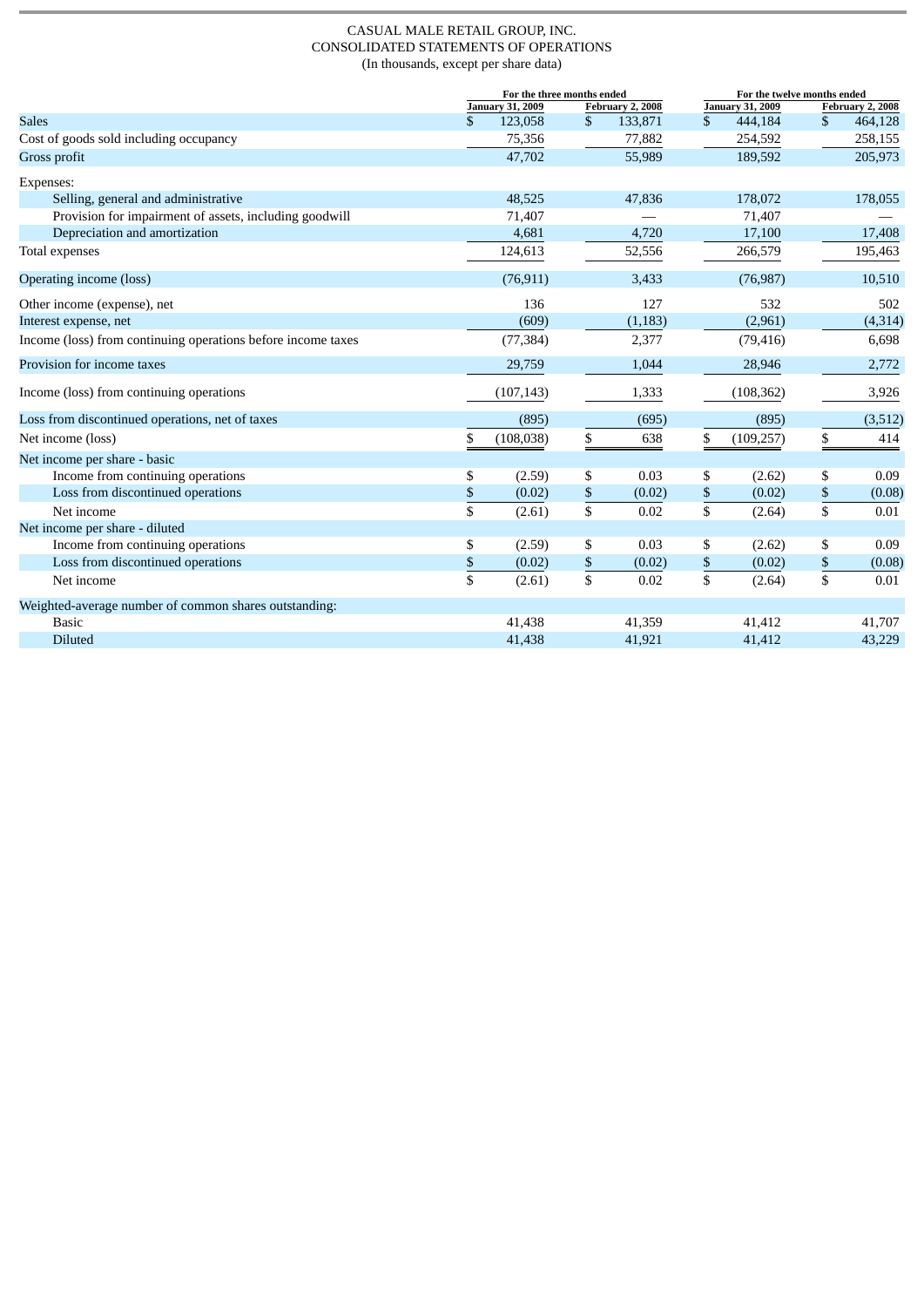CASUAL MALE RETAIL GROUP, INC.
CONSOLIDATED STATEMENTS OF OPERATIONS
(In thousands, except per share data)

| | For the three months ended | | For the twelve months ended | |
|---|---|---|---|---|
| | January 31, 2009 | February 2, 2008 | January 31, 2009 | February 2, 2008 |
| Sales | $ 123,058 | $ 133,871 | $ 444,184 | $ 464,128 |
| Cost of goods sold including occupancy | 75,356 | 77,882 | 254,592 | 258,155 |
| Gross profit | 47,702 | 55,989 | 189,592 | 205,973 |
| Expenses: | | | | |
| Selling, general and administrative | 48,525 | 47,836 | 178,072 | 178,055 |
| Provision for impairment of assets, including goodwill | 71,407 | — | 71,407 | — |
| Depreciation and amortization | 4,681 | 4,720 | 17,100 | 17,408 |
| Total expenses | 124,613 | 52,556 | 266,579 | 195,463 |
| Operating income (loss) | (76,911) | 3,433 | (76,987) | 10,510 |
| Other income (expense), net | 136 | 127 | 532 | 502 |
| Interest expense, net | (609) | (1,183) | (2,961) | (4,314) |
| Income (loss) from continuing operations before income taxes | (77,384) | 2,377 | (79,416) | 6,698 |
| Provision for income taxes | 29,759 | 1,044 | 28,946 | 2,772 |
| Income (loss) from continuing operations | (107,143) | 1,333 | (108,362) | 3,926 |
| Loss from discontinued operations, net of taxes | (895) | (695) | (895) | (3,512) |
| Net income (loss) | $ (108,038) | $ 638 | $ (109,257) | $ 414 |
| Net income per share - basic | | | | |
| Income from continuing operations | $ (2.59) | $ 0.03 | $ (2.62) | $ 0.09 |
| Loss from discontinued operations | $ (0.02) | $ (0.02) | $ (0.02) | $ (0.08) |
| Net income | $ (2.61) | $ 0.02 | $ (2.64) | $ 0.01 |
| Net income per share - diluted | | | | |
| Income from continuing operations | $ (2.59) | $ 0.03 | $ (2.62) | $ 0.09 |
| Loss from discontinued operations | $ (0.02) | $ (0.02) | $ (0.02) | $ (0.08) |
| Net income | $ (2.61) | $ 0.02 | $ (2.64) | $ 0.01 |
| Weighted-average number of common shares outstanding: | | | | |
| Basic | 41,438 | 41,359 | 41,412 | 41,707 |
| Diluted | 41,438 | 41,921 | 41,412 | 43,229 |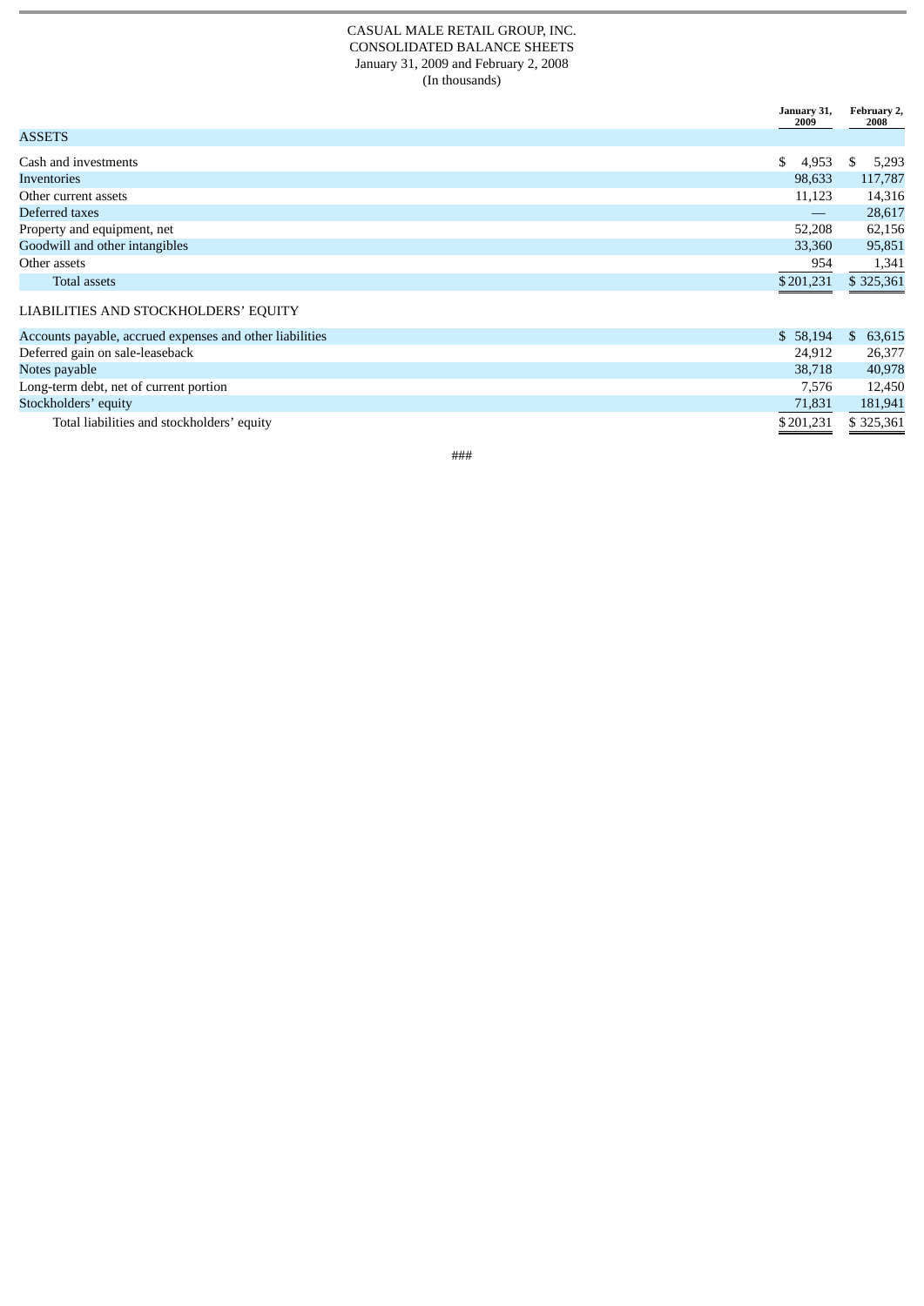CASUAL MALE RETAIL GROUP, INC.
CONSOLIDATED BALANCE SHEETS
January 31, 2009 and February 2, 2008
(In thousands)

| | January 31, 2009 | February 2, 2008 |
|---|---|---|
| ASSETS | | |
| Cash and investments | $ 4,953 | $ 5,293 |
| Inventories | 98,633 | 117,787 |
| Other current assets | 11,123 | 14,316 |
| Deferred taxes | — | 28,617 |
| Property and equipment, net | 52,208 | 62,156 |
| Goodwill and other intangibles | 33,360 | 95,851 |
| Other assets | 954 | 1,341 |
| Total assets | $ 201,231 | $ 325,361 |
| LIABILITIES AND STOCKHOLDERS' EQUITY | | |
| Accounts payable, accrued expenses and other liabilities | $ 58,194 | $ 63,615 |
| Deferred gain on sale-leaseback | 24,912 | 26,377 |
| Notes payable | 38,718 | 40,978 |
| Long-term debt, net of current portion | 7,576 | 12,450 |
| Stockholders' equity | 71,831 | 181,941 |
| Total liabilities and stockholders' equity | $ 201,231 | $ 325,361 |

###